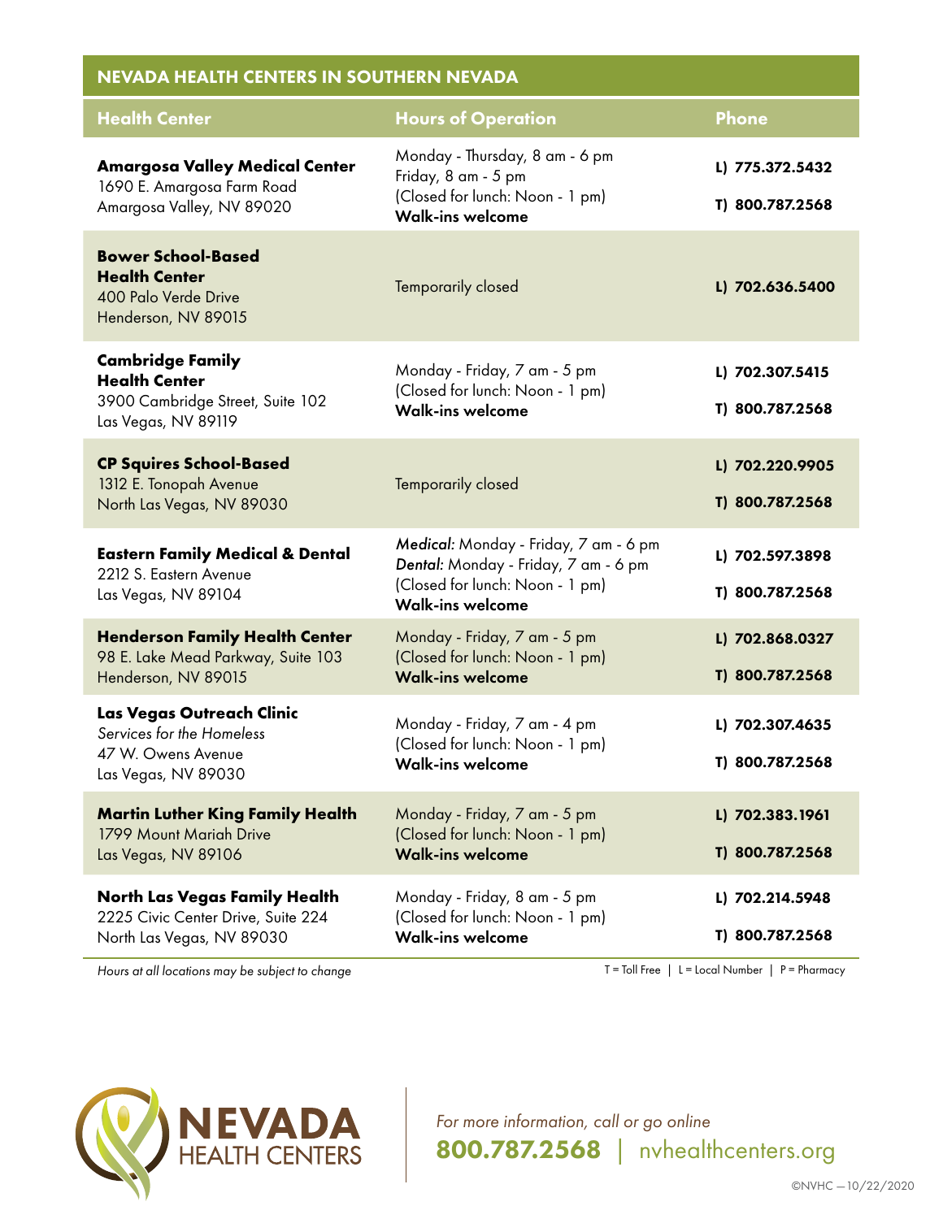## NEVADA HEALTH CENTERS IN SOUTHERN NEVADA

| Health Center | Hours of Operation | Phone |
|---|---|---|
| **Amargosa Valley Medical Center**<br>1690 E. Amargosa Farm Road<br>Amargosa Valley, NV 89020 | Monday - Thursday, 8 am - 6 pm<br>Friday, 8 am - 5 pm<br>(Closed for lunch: Noon - 1 pm)<br>**Walk-ins welcome** | **L) 775.372.5432**<br>**T) 800.787.2568** |
| **Bower School-Based Health Center**<br>400 Palo Verde Drive<br>Henderson, NV 89015 | Temporarily closed | **L) 702.636.5400** |
| **Cambridge Family Health Center**<br>3900 Cambridge Street, Suite 102<br>Las Vegas, NV 89119 | Monday - Friday, 7 am - 5 pm<br>(Closed for lunch: Noon - 1 pm)<br>**Walk-ins welcome** | **L) 702.307.5415**<br>**T) 800.787.2568** |
| **CP Squires School-Based**<br>1312 E. Tonopah Avenue<br>North Las Vegas, NV 89030 | Temporarily closed | **L) 702.220.9905**<br>**T) 800.787.2568** |
| **Eastern Family Medical & Dental**<br>2212 S. Eastern Avenue<br>Las Vegas, NV 89104 | *Medical:* Monday - Friday, 7 am - 6 pm<br>*Dental:* Monday - Friday, 7 am - 6 pm<br>(Closed for lunch: Noon - 1 pm)<br>**Walk-ins welcome** | **L) 702.597.3898**<br>**T) 800.787.2568** |
| **Henderson Family Health Center**<br>98 E. Lake Mead Parkway, Suite 103<br>Henderson, NV 89015 | Monday - Friday, 7 am - 5 pm<br>(Closed for lunch: Noon - 1 pm)<br>**Walk-ins welcome** | **L) 702.868.0327**<br>**T) 800.787.2568** |
| **Las Vegas Outreach Clinic**<br>*Services for the Homeless*<br>47 W. Owens Avenue<br>Las Vegas, NV 89030 | Monday - Friday, 7 am - 4 pm<br>(Closed for lunch: Noon - 1 pm)<br>**Walk-ins welcome** | **L) 702.307.4635**<br>**T) 800.787.2568** |
| **Martin Luther King Family Health**<br>1799 Mount Mariah Drive<br>Las Vegas, NV 89106 | Monday - Friday, 7 am - 5 pm<br>(Closed for lunch: Noon - 1 pm)<br>**Walk-ins welcome** | **L) 702.383.1961**<br>**T) 800.787.2568** |
| **North Las Vegas Family Health**<br>2225 Civic Center Drive, Suite 224<br>North Las Vegas, NV 89030 | Monday - Friday, 8 am - 5 pm<br>(Closed for lunch: Noon - 1 pm)<br>**Walk-ins welcome** | **L) 702.214.5948**<br>**T) 800.787.2568** |

*Hours at all locations may be subject to change*

T = Toll Free | L = Local Number | P = Pharmacy

**NEVADA** HEALTH CENTERS

*For more information, call or go online*

**800.787.2568** | nvhealthcenters.org

©NVHC —10/22/2020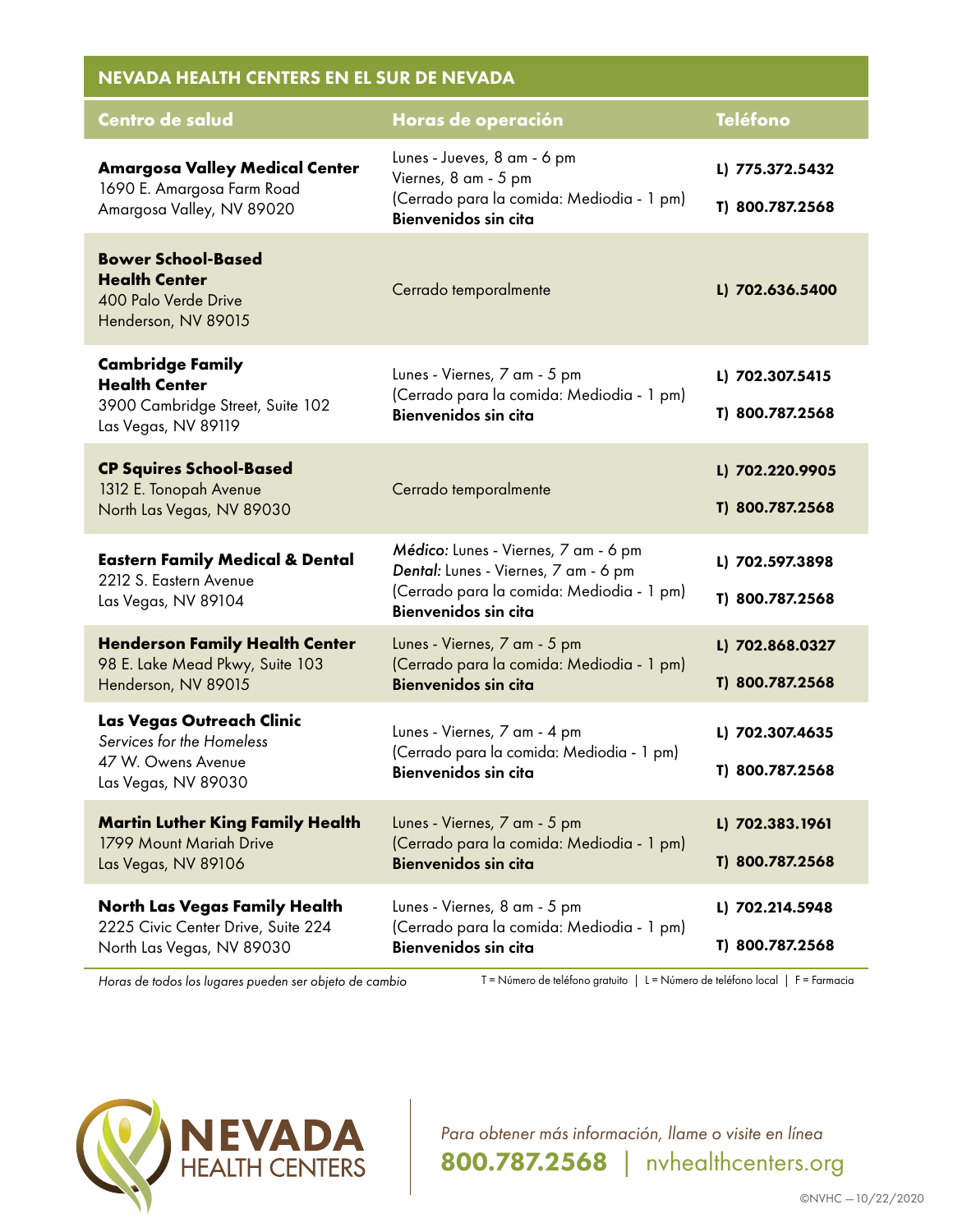## NEVADA HEALTH CENTERS EN EL SUR DE NEVADA

| Centro de salud | Horas de operación | Teléfono |
|---|---|---|
| **Amargosa Valley Medical Center**<br>1690 E. Amargosa Farm Road<br>Amargosa Valley, NV 89020 | Lunes - Jueves, 8 am - 6 pm<br>Viernes, 8 am - 5 pm<br>(Cerrado para la comida: Mediodia - 1 pm)<br>**Bienvenidos sin cita** | **L) 775.372.5432**<br>**T) 800.787.2568** |
| **Bower School-Based Health Center**<br>400 Palo Verde Drive<br>Henderson, NV 89015 | Cerrado temporalmente | **L) 702.636.5400** |
| **Cambridge Family Health Center**<br>3900 Cambridge Street, Suite 102<br>Las Vegas, NV 89119 | Lunes - Viernes, 7 am - 5 pm<br>(Cerrado para la comida: Mediodia - 1 pm)<br>**Bienvenidos sin cita** | **L) 702.307.5415**<br>**T) 800.787.2568** |
| **CP Squires School-Based**<br>1312 E. Tonopah Avenue<br>North Las Vegas, NV 89030 | Cerrado temporalmente | **L) 702.220.9905**<br>**T) 800.787.2568** |
| **Eastern Family Medical & Dental**<br>2212 S. Eastern Avenue<br>Las Vegas, NV 89104 | *Médico:* Lunes - Viernes, 7 am - 6 pm<br>*Dental:* Lunes - Viernes, 7 am - 6 pm<br>(Cerrado para la comida: Mediodia - 1 pm)<br>**Bienvenidos sin cita** | **L) 702.597.3898**<br>**T) 800.787.2568** |
| **Henderson Family Health Center**<br>98 E. Lake Mead Pkwy, Suite 103<br>Henderson, NV 89015 | Lunes - Viernes, 7 am - 5 pm<br>(Cerrado para la comida: Mediodia - 1 pm)<br>**Bienvenidos sin cita** | **L) 702.868.0327**<br>**T) 800.787.2568** |
| **Las Vegas Outreach Clinic**<br>*Services for the Homeless*<br>47 W. Owens Avenue<br>Las Vegas, NV 89030 | Lunes - Viernes, 7 am - 4 pm<br>(Cerrado para la comida: Mediodia - 1 pm)<br>**Bienvenidos sin cita** | **L) 702.307.4635**<br>**T) 800.787.2568** |
| **Martin Luther King Family Health**<br>1799 Mount Mariah Drive<br>Las Vegas, NV 89106 | Lunes - Viernes, 7 am - 5 pm<br>(Cerrado para la comida: Mediodia - 1 pm)<br>**Bienvenidos sin cita** | **L) 702.383.1961**<br>**T) 800.787.2568** |
| **North Las Vegas Family Health**<br>2225 Civic Center Drive, Suite 224<br>North Las Vegas, NV 89030 | Lunes - Viernes, 8 am - 5 pm<br>(Cerrado para la comida: Mediodia - 1 pm)<br>**Bienvenidos sin cita** | **L) 702.214.5948**<br>**T) 800.787.2568** |

*Horas de todos los lugares pueden ser objeto de cambio*

T = Número de teléfono gratuito | L = Número de teléfono local | F = Farmacia

NEVADA HEALTH CENTERS

*Para obtener más información, llame o visite en línea*

**800.787.2568** | nvhealthcenters.org

©NVHC —10/22/2020